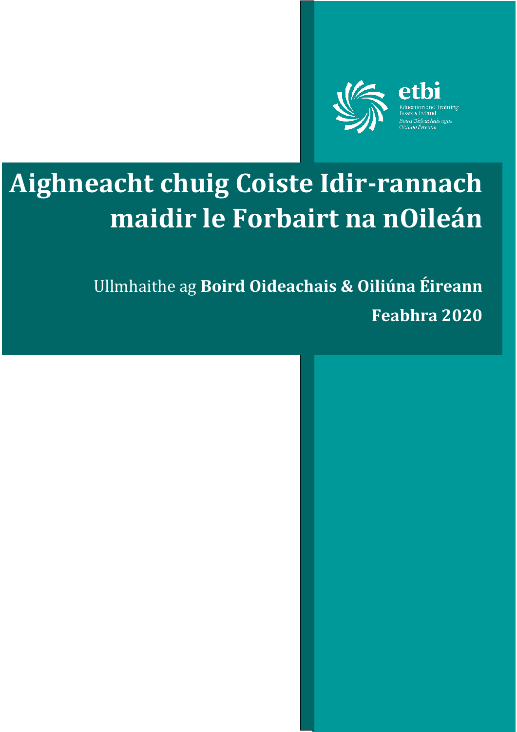etbi

Education and Training Boards Ireland

*Boird Oideachais agus Oiliúna Éireann*

# Aighneacht chuig Coiste Idir-rannach maidir le Forbairt na nOileán

Ullmhaithe ag **Boird Oideachais & Oiliúna Éireann**

**Feabhra 2020**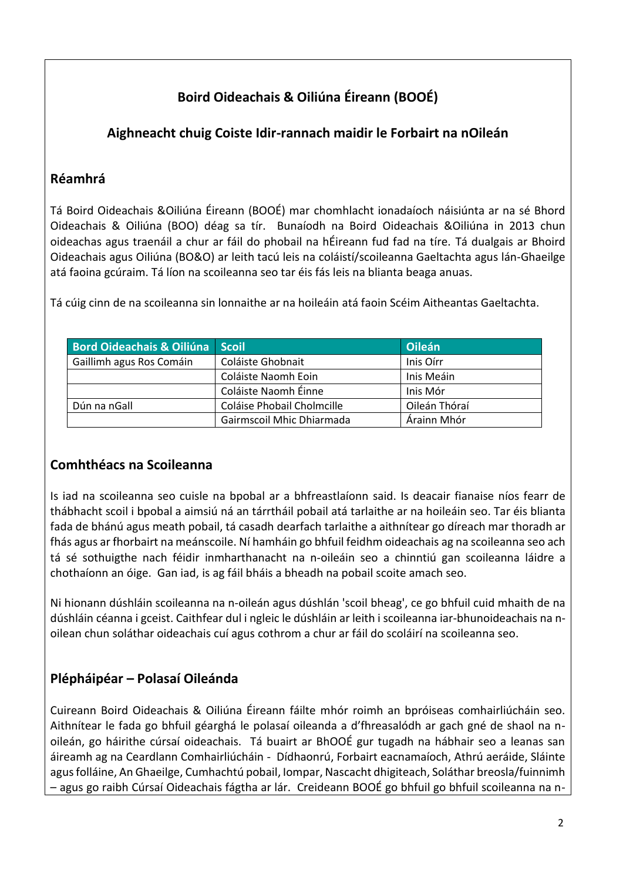## Boird Oideachais & Oiliúna Éireann (BOOÉ)

## Aighneacht chuig Coiste Idir-rannach maidir le Forbairt na nOileán

### Réamhrá

Tá Boird Oideachais &Oiliúna Éireann (BOOÉ) mar chomhlacht ionadaíoch náisiúnta ar na sé Bhord Oideachais & Oiliúna (BOO) déag sa tír. Bunaíodh na Boird Oideachais &Oiliúna in 2013 chun oideachas agus traenáil a chur ar fáil do phobail na hÉireann fud fad na tíre. Tá dualgais ar Bhoird Oideachais agus Oiliúna (BO&O) ar leith tacú leis na coláistí/scoileanna Gaeltachta agus lán-Ghaeilge atá faoina gcúraim. Tá líon na scoileanna seo tar éis fás leis na blianta beaga anuas.

Tá cúig cinn de na scoileanna sin lonnaithe ar na hoileáin atá faoin Scéim Aitheantas Gaeltachta.

| Bord Oideachais & Oiliúna | Scoil | Oileán |
|---|---|---|
| Gaillimh agus Ros Comáin | Coláiste Ghobnait | Inis Oírr |
| | Coláiste Naomh Eoin | Inis Meáin |
| | Coláiste Naomh Éinne | Inis Mór |
| Dún na nGall | Coláise Phobail Cholmcille | Oileán Thóraí |
| | Gairmscoil Mhic Dhiarmada | Árainn Mhór |

### Comhthéacs na Scoileanna

Is iad na scoileanna seo cuisle na bpobal ar a bhfreastlaíonn said. Is deacair fianaise níos fearr de thábhacht scoil i bpobal a aimsiú ná an tárrtháil pobail atá tarlaithe ar na hoileáin seo. Tar éis blianta fada de bhánú agus meath pobail, tá casadh dearfach tarlaithe a aithnítear go díreach mar thoradh ar fhás agus ar fhorbairt na meánscoile. Ní hamháin go bhfuil feidhm oideachais ag na scoileanna seo ach tá sé sothuigthe nach féidir inmharthanacht na n-oileáin seo a chinntiú gan scoileanna láidre a chothaíonn an óige. Gan iad, is ag fáil bháis a bheadh na pobail scoite amach seo.

Ni hionann dúshláin scoileanna na n-oileán agus dúshlán 'scoil bheag', ce go bhfuil cuid mhaith de na dúshláin céanna i gceist. Caithfear dul i ngleic le dúshláin ar leith i scoileanna iar-bhunoideachais na n-oilean chun soláthar oideachais cuí agus cothrom a chur ar fáil do scoláirí na scoileanna seo.

### Plépháipéar – Polasaí Oileánda

Cuireann Boird Oideachais & Oiliúna Éireann fáilte mhór roimh an bpróiseas comhairliúcháin seo. Aithnítear le fada go bhfuil géarghá le polasaí oileanda a d'fhreasalódh ar gach gné de shaol na n-oileán, go háirithe cúrsaí oideachais. Tá buairt ar BhOOÉ gur tugadh na hábhair seo a leanas san áireamh ag na Ceardlann Comhairliúcháin - Dídhaonrú, Forbairt eacnamaíoch, Athrú aeráide, Sláinte agus folláine, An Ghaeilge, Cumhachtú pobail, Iompar, Nascacht dhigiteach, Soláthar breosla/fuinnimh – agus go raibh Cúrsaí Oideachais fágtha ar lár. Creideann BOOÉ go bhfuil go bhfuil scoileanna na n-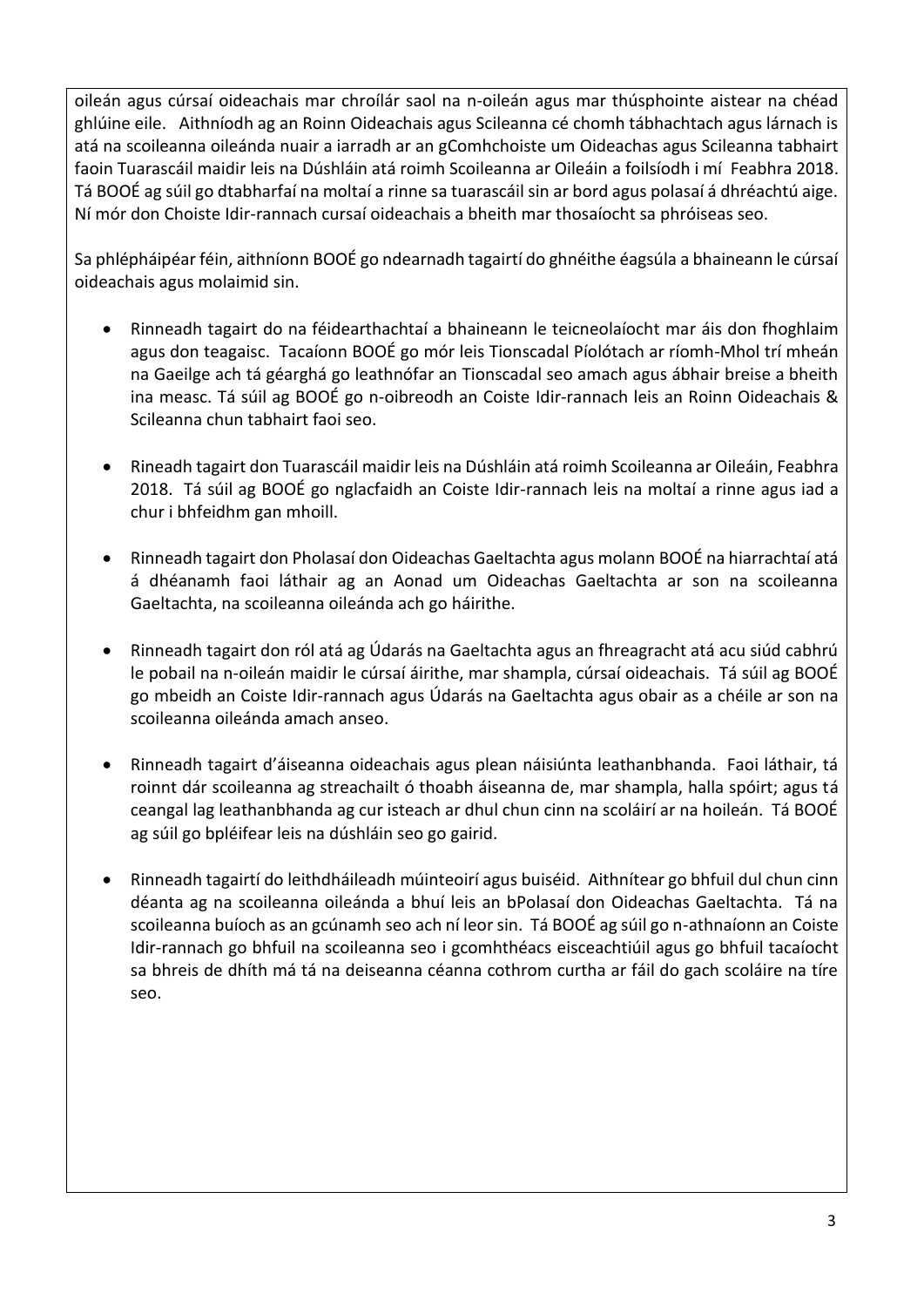oileán agus cúrsaí oideachais mar chroílár saol na n-oileán agus mar thúsphointe aistear na chéad ghlúine eile. Aithníodh ag an Roinn Oideachais agus Scileanna cé chomh tábhachtach agus lárnach is atá na scoileanna oileánda nuair a iarradh ar an gComhchoiste um Oideachas agus Scileanna tabhairt faoin Tuarascáil maidir leis na Dúshláin atá roimh Scoileanna ar Oileáin a foilsíodh i mí Feabhra 2018. Tá BOOÉ ag súil go dtabharfaí na moltaí a rinne sa tuarascáil sin ar bord agus polasaí á dhréachtú aige. Ní mór don Choiste Idir-rannach cursaí oideachais a bheith mar thosaíocht sa phróiseas seo.

Sa phlépháipéar féin, aithníonn BOOÉ go ndearnadh tagairtí do ghnéithe éagsúla a bhaineann le cúrsaí oideachais agus molaimid sin.

- Rinneadh tagairt do na féidearthachtaí a bhaineann le teicneolaíocht mar áis don fhoghlaim agus don teagaisc. Tacaíonn BOOÉ go mór leis Tionscadal Píolótach ar ríomh-Mhol trí mheán na Gaeilge ach tá géarghá go leathnófar an Tionscadal seo amach agus ábhair breise a bheith ina measc. Tá súil ag BOOÉ go n-oibreodh an Coiste Idir-rannach leis an Roinn Oideachais & Scileanna chun tabhairt faoi seo.

- Rineadh tagairt don Tuarascáil maidir leis na Dúshláin atá roimh Scoileanna ar Oileáin, Feabhra 2018. Tá súil ag BOOÉ go nglacfaidh an Coiste Idir-rannach leis na moltaí a rinne agus iad a chur i bhfeidhm gan mhoill.

- Rinneadh tagairt don Pholasaí don Oideachas Gaeltachta agus molann BOOÉ na hiarrachtaí atá á dhéanamh faoi láthair ag an Aonad um Oideachas Gaeltachta ar son na scoileanna Gaeltachta, na scoileanna oileánda ach go háirithe.

- Rinneadh tagairt don ról atá ag Údarás na Gaeltachta agus an fhreagracht atá acu siúd cabhrú le pobail na n-oileán maidir le cúrsaí áirithe, mar shampla, cúrsaí oideachais. Tá súil ag BOOÉ go mbeidh an Coiste Idir-rannach agus Údarás na Gaeltachta agus obair as a chéile ar son na scoileanna oileánda amach anseo.

- Rinneadh tagairt d'áiseanna oideachais agus plean náisiúnta leathanbhanda. Faoi láthair, tá roinnt dár scoileanna ag streachailt ó thoabh áiseanna de, mar shampla, halla spóirt; agus tá ceangal lag leathanbhanda ag cur isteach ar dhul chun cinn na scoláirí ar na hoileán. Tá BOOÉ ag súil go bpléifear leis na dúshláin seo go gairid.

- Rinneadh tagairtí do leithdháileadh múinteoirí agus buiséid. Aithnítear go bhfuil dul chun cinn déanta ag na scoileanna oileánda a bhuí leis an bPolasaí don Oideachas Gaeltachta. Tá na scoileanna buíoch as an gcúnamh seo ach ní leor sin. Tá BOOÉ ag súil go n-athnaíonn an Coiste Idir-rannach go bhfuil na scoileanna seo i gcomhthéacs eisceachtiúil agus go bhfuil tacaíocht sa bhreis de dhíth má tá na deiseanna céanna cothrom curtha ar fáil do gach scoláire na tíre seo.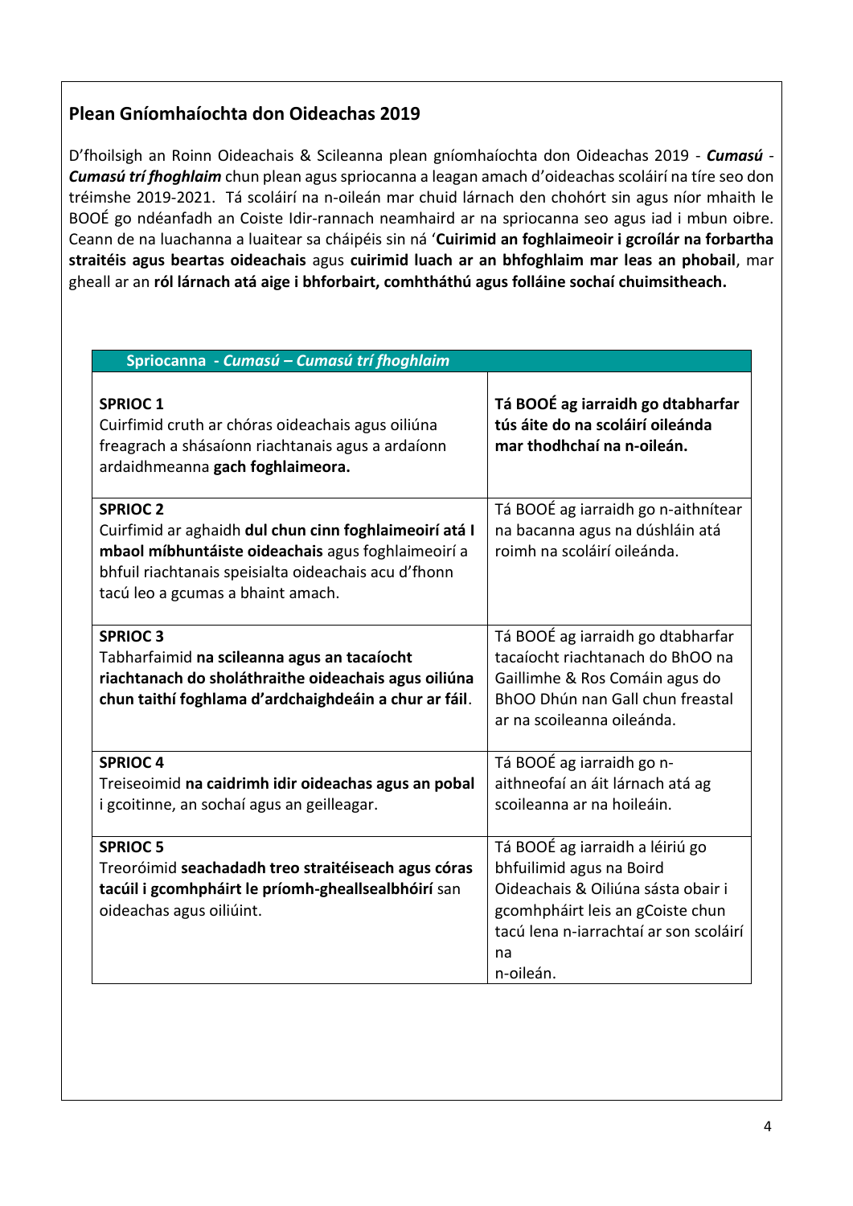## Plean Gníomhaíochta don Oideachas 2019

D'fhoilsigh an Roinn Oideachais & Scileanna plean gníomhaíochta don Oideachas 2019 - ***Cumasú*** - ***Cumasú trí fhoghlaim*** chun plean agus spriocanna a leagan amach d'oideachas scoláirí na tíre seo don tréimshe 2019-2021. Tá scoláirí na n-oileán mar chuid lárnach den chohórt sin agus níor mhaith le BOOÉ go ndéanfadh an Coiste Idir-rannach neamhaird ar na spriocanna seo agus iad i mbun oibre. Ceann de na luachanna a luaitear sa cháipéis sin ná '**Cuirimid an foghlaimeoir i gcroílár na forbartha straitéis agus beartas oideachais** agus **cuirimid luach ar an bhfoghlaim mar leas an phobail**, mar gheall ar an **ról lárnach atá aige i bhforbairt, comhtháthú agus folláine sochaí chuimsitheach.**

| **Spriocanna - *Cumasú – Cumasú trí fhoghlaim*** | |
|---|---|
| **SPRIOC 1**<br>Cuirfimid cruth ar chóras oideachais agus oiliúna freagrach a shásaíonn riachtanais agus a ardaíonn ardaidhmeanna **gach foghlaimeora.** | **Tá BOOÉ ag iarraidh go dtabharfar tús áite do na scoláirí oileánda mar thodhchaí na n-oileán.** |
| **SPRIOC 2**<br>Cuirfimid ar aghaidh **dul chun cinn foghlaimeoirí atá I mbaol míbhuntáiste oideachais** agus foghlaimeoirí a bhfuil riachtanais speisialta oideachais acu d'fhonn tacú leo a gcumas a bhaint amach. | Tá BOOÉ ag iarraidh go n-aithnítear na bacanna agus na dúshláin atá roimh na scoláirí oileánda. |
| **SPRIOC 3**<br>Tabharfaimid **na scileanna agus an tacaíocht riachtanach do sholáthraithe oideachais agus oiliúna chun taithí foghlama d'ardchaighdeáin a chur ar fáil**. | Tá BOOÉ ag iarraidh go dtabharfar tacaíocht riachtanach do BhOO na Gaillimhe & Ros Comáin agus do BhOO Dhún nan Gall chun freastal ar na scoileanna oileánda. |
| **SPRIOC 4**<br>Treiseoimid **na caidrimh idir oideachas agus an pobal** i gcoitinne, an sochaí agus an geilleagar. | Tá BOOÉ ag iarraidh go n-aithneofaí an áit lárnach atá ag scoileanna ar na hoileáin. |
| **SPRIOC 5**<br>Treoróimid **seachadadh treo straitéiseach agus córas tacúil i gcomhpháirt le príomh-ghealsealbhóirí** san oideachas agus oiliúint. | Tá BOOÉ ag iarraidh a léiriú go bhfuilimid agus na Boird Oideachais & Oiliúna sásta obair i gcomhpháirt leis an gCoiste chun tacú lena n-iarrachtaí ar son scoláirí na n-oileán. |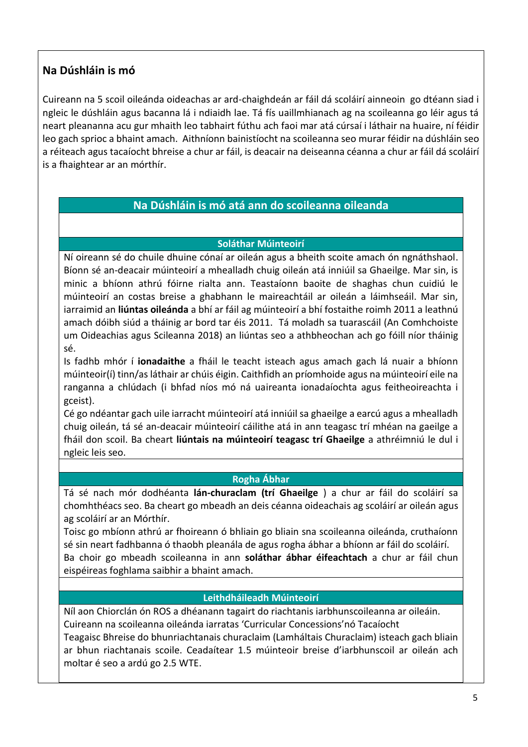## Na Dúshláin is mó

Cuireann na 5 scoil oileánda oideachas ar ard-chaighdeán ar fáil dá scoláirí ainneoin go dtéann siad i ngleic le dúshláin agus bacanna lá i ndiaidh lae. Tá fís uaillmhianach ag na scoileanna go léir agus tá neart pleananna acu gur mhaith leo tabhairt fúthu ach faoi mar atá cúrsaí i láthair na huaire, ní féidir leo gach sprioc a bhaint amach. Aithníonn bainistíocht na scoileanna seo murar féidir na dúshláin seo a réiteach agus tacaíocht bhreise a chur ar fáil, is deacair na deiseanna céanna a chur ar fáil dá scoláirí is a fhaightear ar an mórthír.

### Na Dúshláin is mó atá ann do scoileanna oileanda

#### Soláthar Múinteoirí

Ní oireann sé do chuile dhuine cónaí ar oileán agus a bheith scoite amach ón ngnáthshaol. Bíonn sé an-deacair múinteoirí a mhealladh chuig oileán atá inniúil sa Ghaeilge. Mar sin, is minic a bhíonn athrú fóirne rialta ann. Teastaíonn baoite de shaghas chun cuidiú le múinteoirí an costas breise a ghabhann le maireachtáil ar oileán a láimhseáil. Mar sin, iarraimid an **liúntas oileánda** a bhí ar fáil ag múinteoirí a bhí fostaithe roimh 2011 a leathnú amach dóibh siúd a tháinig ar bord tar éis 2011. Tá moladh sa tuarascáil (An Comhchoiste um Oideachias agus Scileanna 2018) an liúntas seo a athbheochan ach go fóill níor tháinig sé.

Is fadhb mhór í **ionadaithe** a fháil le teacht isteach agus amach gach lá nuair a bhíonn múinteoir(í) tinn/as láthair ar chúis éigin. Caithfidh an príomhoide agus na múinteoirí eile na ranganna a chlúdach (i bhfad níos mó ná uaireanta ionadaíochta agus feitheoireachta i gceist).

Cé go ndéantar gach uile iarracht múinteoirí atá inniúil sa ghaeilge a earcú agus a mhealladh chuig oileán, tá sé an-deacair múinteoirí cáilithe atá in ann teagasc trí mhéan na gaeilge a fháil don scoil. Ba cheart **liúntais na múinteoirí teagasc trí Ghaeilge** a athréimniú le dul i ngleic leis seo.

#### Rogha Ábhar

Tá sé nach mór dodhéanta **lán-churaclam (trí Ghaeilge** ) a chur ar fáil do scoláirí sa chomhthéacs seo. Ba cheart go mbeadh an deis céanna oideachais ag scoláirí ar oileán agus ag scoláirí ar an Mórthír.

Toisc go mbíonn athrú ar fhoireann ó bhliain go bliain sna scoileanna oileánda, cruthaíonn sé sin neart fadhbanna ó thaobh pleanála de agus rogha ábhar a bhíonn ar fáil do scoláirí.

Ba choir go mbeadh scoileanna in ann **soláthar ábhar éifeachtach** a chur ar fáil chun eispéireas foghlama saibhir a bhaint amach.

#### Leithdháileadh Múinteoirí

Níl aon Chiorclán ón ROS a dhéanann tagairt do riachtanis iarbhunscoileanna ar oileáin.

Cuireann na scoileanna oileánda iarratas 'Curricular Concessions'nó Tacaíocht Teagaisc Bhreise do bhunriachtanais churaclaim (Lamháltais Churaclaim) isteach gach bliain ar bhun riachtanais scoile. Ceadaítear 1.5 múinteoir breise d'iarbhunscoil ar oileán ach moltar é seo a ardú go 2.5 WTE.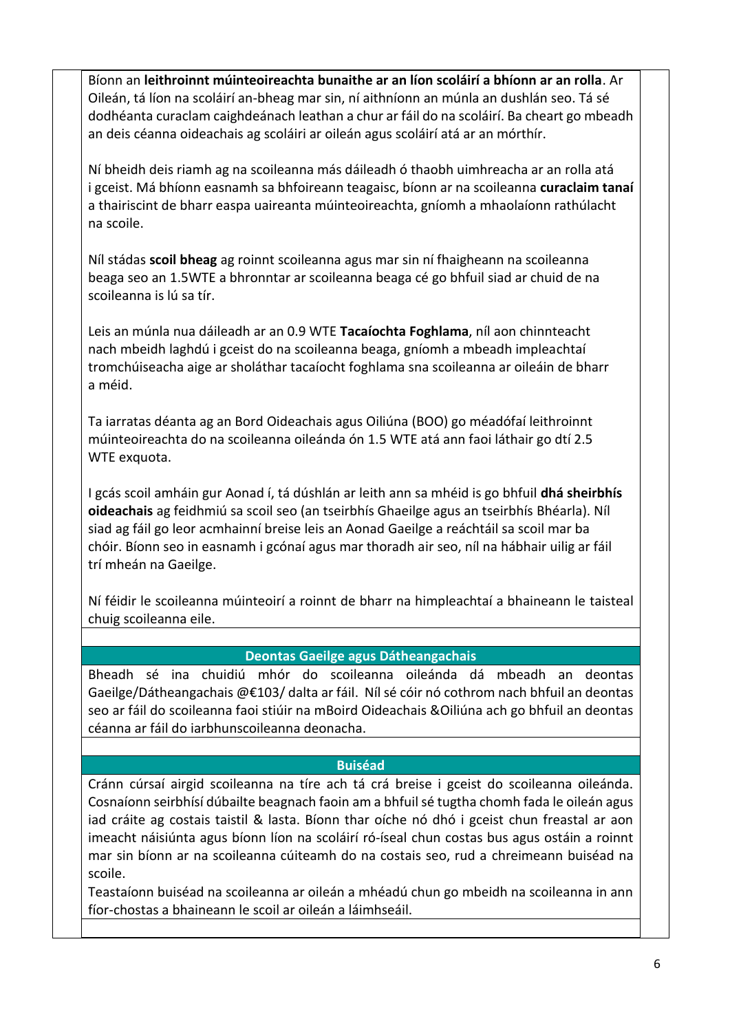Bíonn an **leithroinnt múinteoireachta bunaithe ar an líon scoláirí a bhíonn ar an rolla**. Ar Oileán, tá líon na scoláirí an-bheag mar sin, ní aithníonn an múnla an dushlán seo. Tá sé dodhéanta curaclam caighdeánach leathan a chur ar fáil do na scoláirí. Ba cheart go mbeadh an deis céanna oideachais ag scoláiri ar oileán agus scoláirí atá ar an mórthír.

Ní bheidh deis riamh ag na scoileanna más dáileadh ó thaobh uimhreacha ar an rolla atá i gceist. Má bhíonn easnamh sa bhfoireann teagaisc, bíonn ar na scoileanna **curaclaim tanaí** a thairiscint de bharr easpa uaireanta múinteoireachta, gníomh a mhaolaíonn rathúlacht na scoile.

Níl stádas **scoil bheag** ag roinnt scoileanna agus mar sin ní fhaigheann na scoileanna beaga seo an 1.5WTE a bhronntar ar scoileanna beaga cé go bhfuil siad ar chuid de na scoileanna is lú sa tír.

Leis an múnla nua dáileadh ar an 0.9 WTE **Tacaíochta Foghlama**, níl aon chinnteacht nach mbeidh laghdú i gceist do na scoileanna beaga, gníomh a mbeadh impleachtaí tromchúiseacha aige ar sholáthar tacaíocht foghlama sna scoileanna ar oileáin de bharr a méid.

Ta iarratas déanta ag an Bord Oideachais agus Oiliúna (BOO) go méadófaí leithroinnt múinteoireachta do na scoileanna oileánda ón 1.5 WTE atá ann faoi láthair go dtí 2.5 WTE exquota.

I gcás scoil amháin gur Aonad í, tá dúshlán ar leith ann sa mhéid is go bhfuil **dhá sheirbhís oideachais** ag feidhmiú sa scoil seo (an tseirbhís Ghaeilge agus an tseirbhís Bhéarla). Níl siad ag fáil go leor acmhainní breise leis an Aonad Gaeilge a reáchtáil sa scoil mar ba chóir. Bíonn seo in easnamh i gcónaí agus mar thoradh air seo, níl na hábhair uilig ar fáil trí mheán na Gaeilge.

Ní féidir le scoileanna múinteoirí a roinnt de bharr na himpleachtaí a bhaineann le taisteal chuig scoileanna eile.

## Deontas Gaeilge agus Dátheangachais

Bheadh sé ina chuidiú mhór do scoileanna oileánda dá mbeadh an deontas Gaeilge/Dátheangachais @€103/ dalta ar fáil. Níl sé cóir nó cothrom nach bhfuil an deontas seo ar fáil do scoileanna faoi stiúir na mBoird Oideachais &Oiliúna ach go bhfuil an deontas céanna ar fáil do iarbhunscoileanna deonacha.

## Buiséad

Cránn cúrsaí airgid scoileanna na tíre ach tá crá breise i gceist do scoileanna oileánda. Cosnaíonn seirbhísí dúbailte beagnach faoin am a bhfuil sé tugtha chomh fada le oileán agus iad cráite ag costais taistil & lasta. Bíonn thar oíche nó dhó i gceist chun freastal ar aon imeacht náisiúnta agus bíonn líon na scoláirí ró-íseal chun costas bus agus ostáin a roinnt mar sin bíonn ar na scoileanna cúiteamh do na costais seo, rud a chreimeann buiséad na scoile.

Teastaíonn buiséad na scoileanna ar oileán a mhéadú chun go mbeidh na scoileanna in ann fíor-chostas a bhaineann le scoil ar oileán a láimhseáil.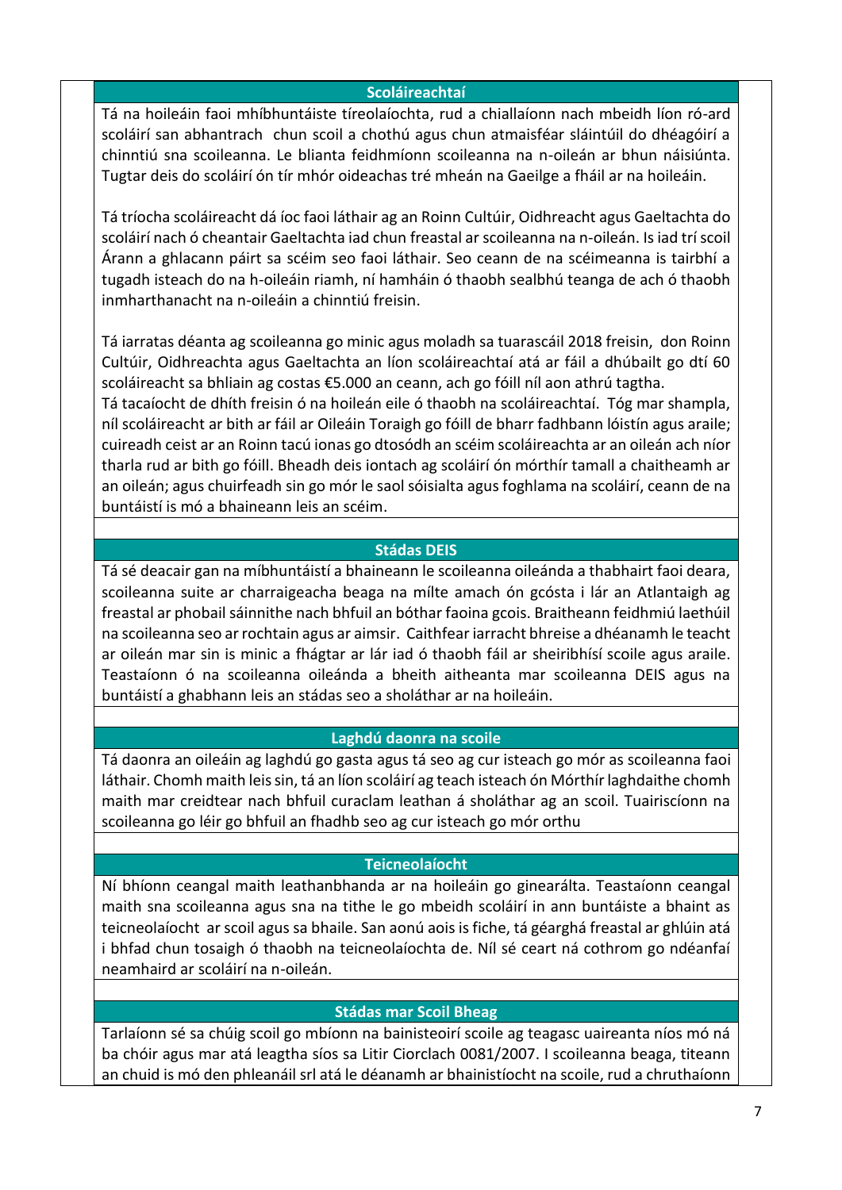### Scoláireachtaí

Tá na hoileáin faoi mhíbhuntáiste tíreolaíochta, rud a chiallaíonn nach mbeidh líon ró-ard scoláirí san abhantrach chun scoil a chothú agus chun atmaisféar sláintúil do dhéagóirí a chinntiú sna scoileanna. Le blianta feidhmíonn scoileanna na n-oileán ar bhun náisiúnta. Tugtar deis do scoláirí ón tír mhór oideachas tré mheán na Gaeilge a fháil ar na hoileáin.

Tá tríocha scoláireacht dá íoc faoi láthair ag an Roinn Cultúir, Oidhreacht agus Gaeltachta do scoláirí nach ó cheantair Gaeltachta iad chun freastal ar scoileanna na n-oileán. Is iad trí scoil Árann a ghlacann páirt sa scéim seo faoi láthair. Seo ceann de na scéimeanna is tairbhí a tugadh isteach do na h-oileáin riamh, ní hamháin ó thaobh sealbhú teanga de ach ó thaobh inmharthanacht na n-oileáin a chinntiú freisin.

Tá iarratas déanta ag scoileanna go minic agus moladh sa tuarascáil 2018 freisin, don Roinn Cultúir, Oidhreachta agus Gaeltachta an líon scoláireachtaí atá ar fáil a dhúbailt go dtí 60 scoláireacht sa bhliain ag costas €5.000 an ceann, ach go fóill níl aon athrú tagtha.
Tá tacaíocht de dhíth freisin ó na hoileán eile ó thaobh na scoláireachtaí. Tóg mar shampla, níl scoláireacht ar bith ar fáil ar Oileáin Toraigh go fóill de bharr fadhbann lóistín agus araile; cuireadh ceist ar an Roinn tacú ionas go dtosódh an scéim scoláireachta ar an oileán ach níor tharla rud ar bith go fóill. Bheadh deis iontach ag scoláirí ón mórthír tamall a chaitheamh ar an oileán; agus chuirfeadh sin go mór le saol sóisialta agus foghlama na scoláirí, ceann de na buntáistí is mó a bhaineann leis an scéim.

### Stádas DEIS

Tá sé deacair gan na míbhuntáistí a bhaineann le scoileanna oileánda a thabhairt faoi deara, scoileanna suite ar charraigeacha beaga na mílte amach ón gcósta i lár an Atlantaigh ag freastal ar phobail sáinnithe nach bhfuil an bóthar faoina gcois. Braitheann feidhmiú laethúil na scoileanna seo ar rochtain agus ar aimsir. Caithfear iarracht bhreise a dhéanamh le teacht ar oileán mar sin is minic a fhágtar ar lár iad ó thaobh fáil ar sheiribhísí scoile agus araile. Teastaíonn ó na scoileanna oileánda a bheith aitheanta mar scoileanna DEIS agus na buntáistí a ghabhann leis an stádas seo a sholáthar ar na hoileáin.

### Laghdú daonra na scoile

Tá daonra an oileáin ag laghdú go gasta agus tá seo ag cur isteach go mór as scoileanna faoi láthair. Chomh maith leis sin, tá an líon scoláirí ag teach isteach ón Mórthír laghdaithe chomh maith mar creidtear nach bhfuil curaclam leathan á sholáthar ag an scoil. Tuairiscíonn na scoileanna go léir go bhfuil an fhadhb seo ag cur isteach go mór orthu

### Teicneolaíocht

Ní bhíonn ceangal maith leathanbhanda ar na hoileáin go ginearálta. Teastaíonn ceangal maith sna scoileanna agus sna na tithe le go mbeidh scoláirí in ann buntáiste a bhaint as teicneolaíocht ar scoil agus sa bhaile. San aonú aois is fiche, tá géarghá freastal ar ghlúin atá i bhfad chun tosaigh ó thaobh na teicneolaíochta de. Níl sé ceart ná cothrom go ndéanfaí neamhaird ar scoláirí na n-oileán.

### Stádas mar Scoil Bheag

Tarlaíonn sé sa chúig scoil go mbíonn na bainisteoirí scoile ag teagasc uaireanta níos mó ná ba chóir agus mar atá leagtha síos sa Litir Ciorclach 0081/2007. I scoileanna beaga, titeann an chuid is mó den phleanáil srl atá le déanamh ar bhainistíocht na scoile, rud a chruthaíonn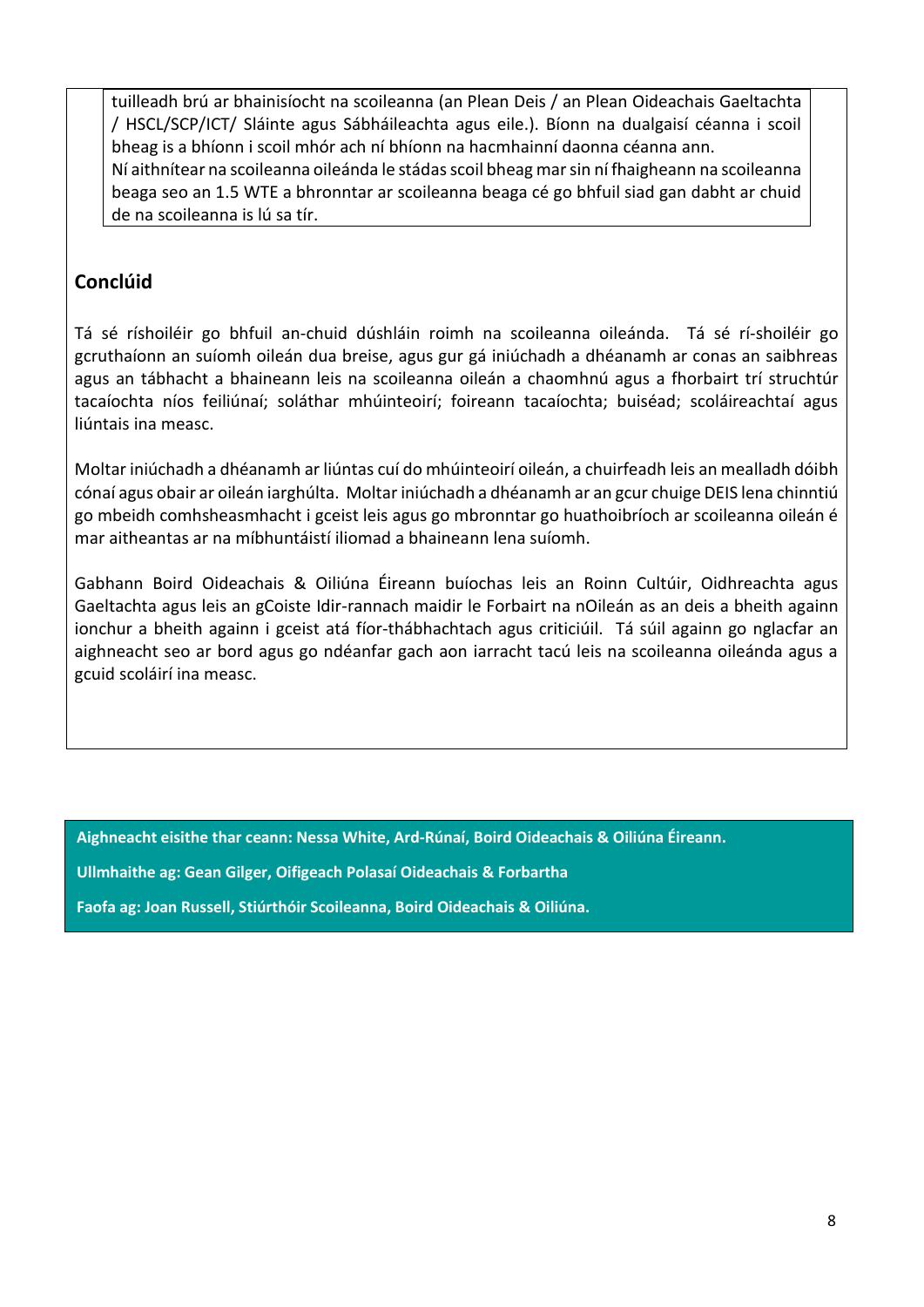tuilleadh brú ar bhainisíocht na scoileanna (an Plean Deis / an Plean Oideachais Gaeltachta / HSCL/SCP/ICT/ Sláinte agus Sábháileachta agus eile.). Bíonn na dualgaisí céanna i scoil bheag is a bhíonn i scoil mhór ach ní bhíonn na hacmhainní daonna céanna ann.
Ní aithnítear na scoileanna oileánda le stádas scoil bheag mar sin ní fhaigheann na scoileanna beaga seo an 1.5 WTE a bhronntar ar scoileanna beaga cé go bhfuil siad gan dabht ar chuid de na scoileanna is lú sa tír.

## Conclúid

Tá sé ríshoiléir go bhfuil an-chuid dúshláin roimh na scoileanna oileánda. Tá sé rí-shoiléir go gcruthaíonn an suíomh oileán dua breise, agus gur gá iniúchadh a dhéanamh ar conas an saibhreas agus an tábhacht a bhaineann leis na scoileanna oileán a chaomhnú agus a fhorbairt trí struchtúr tacaíochta níos feiliúnaí; soláthar mhúinteoirí; foireann tacaíochta; buiséad; scoláireachtaí agus liúntais ina measc.

Moltar iniúchadh a dhéanamh ar liúntas cuí do mhúinteoirí oileán, a chuirfeadh leis an mealladh dóibh cónaí agus obair ar oileán iarghúlta. Moltar iniúchadh a dhéanamh ar an gcur chuige DEIS lena chinntiú go mbeidh comhsheasmhacht i gceist leis agus go mbronntar go huathoibríoch ar scoileanna oileán é mar aitheantas ar na míbhuntáistí iliomad a bhaineann lena suíomh.

Gabhann Boird Oideachais & Oiliúna Éireann buíochas leis an Roinn Cultúir, Oidhreachta agus Gaeltachta agus leis an gCoiste Idir-rannach maidir le Forbairt na nOileán as an deis a bheith againn ionchur a bheith againn i gceist atá fíor-thábhachtach agus criticiúil. Tá súil againn go nglacfar an aighneacht seo ar bord agus go ndéanfar gach aon iarracht tacú leis na scoileanna oileánda agus a gcuid scoláirí ina measc.

**Aighneacht eisithe thar ceann: Nessa White, Ard-Rúnaí, Boird Oideachais & Oiliúna Éireann.**

**Ullmhaithe ag: Gean Gilger, Oifigeach Polasaí Oideachais & Forbartha**

**Faofa ag: Joan Russell, Stiúrthóir Scoileanna, Boird Oideachais & Oiliúna.**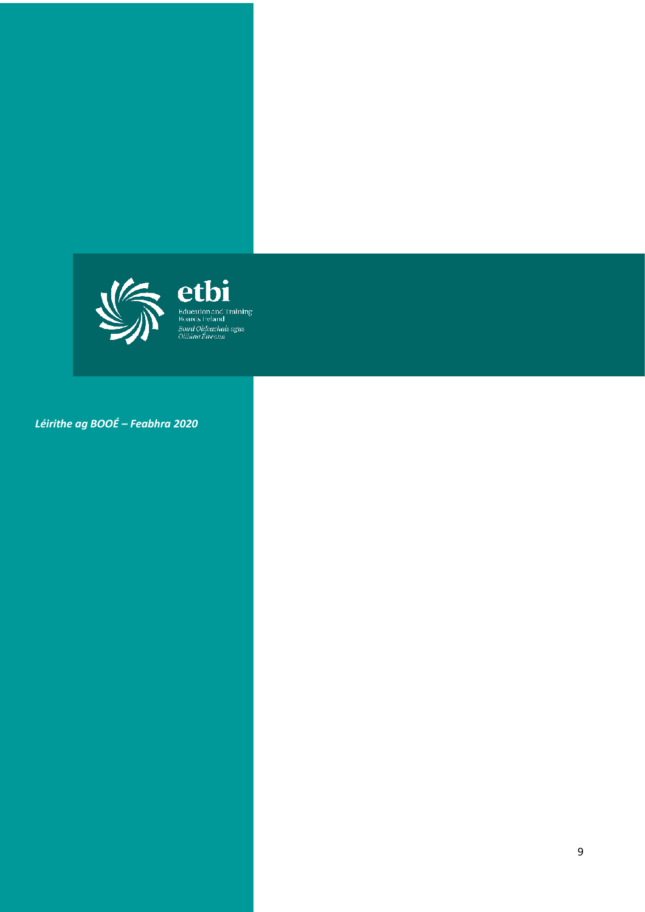etbi

Education and Training Boards Ireland

Bord Oideachais agus Oiliúna Éireann

*Léirithe ag BOOÉ – Feabhra 2020*